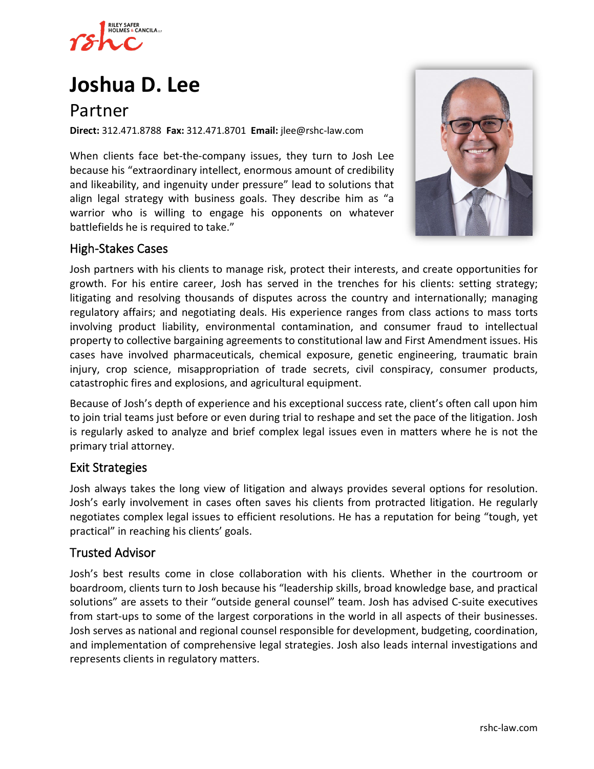# Joshua D. Lee

## Partner

**Direct:** 312.471.8788 **Fax:** 312.471.8701 **Email:** jlee@rshc-law.com

When clients face bet-the-company issues, they turn to Josh Lee because his "extraordinary intellect, enormous amount of credibility and likeability, and ingenuity under pressure" lead to solutions that align legal strategy with business goals. They describe him as "a warrior who is willing to engage his opponents on whatever battlefields he is required to take."

### High-Stakes Cases

Josh partners with his clients to manage risk, protect their interests, and create opportunities for growth. For his entire career, Josh has served in the trenches for his clients: setting strategy; litigating and resolving thousands of disputes across the country and internationally; managing regulatory affairs; and negotiating deals. His experience ranges from class actions to mass torts involving product liability, environmental contamination, and consumer fraud to intellectual property to collective bargaining agreements to constitutional law and First Amendment issues. His cases have involved pharmaceuticals, chemical exposure, genetic engineering, traumatic brain injury, crop science, misappropriation of trade secrets, civil conspiracy, consumer products, catastrophic fires and explosions, and agricultural equipment.

Because of Josh's depth of experience and his exceptional success rate, client's often call upon him to join trial teams just before or even during trial to reshape and set the pace of the litigation. Josh is regularly asked to analyze and brief complex legal issues even in matters where he is not the primary trial attorney.

### Exit Strategies

Josh always takes the long view of litigation and always provides several options for resolution. Josh's early involvement in cases often saves his clients from protracted litigation. He regularly negotiates complex legal issues to efficient resolutions. He has a reputation for being "tough, yet practical" in reaching his clients' goals.

### Trusted Advisor

Josh's best results come in close collaboration with his clients. Whether in the courtroom or boardroom, clients turn to Josh because his "leadership skills, broad knowledge base, and practical solutions" are assets to their "outside general counsel" team. Josh has advised C-suite executives from start-ups to some of the largest corporations in the world in all aspects of their businesses. Josh serves as national and regional counsel responsible for development, budgeting, coordination, and implementation of comprehensive legal strategies. Josh also leads internal investigations and represents clients in regulatory matters.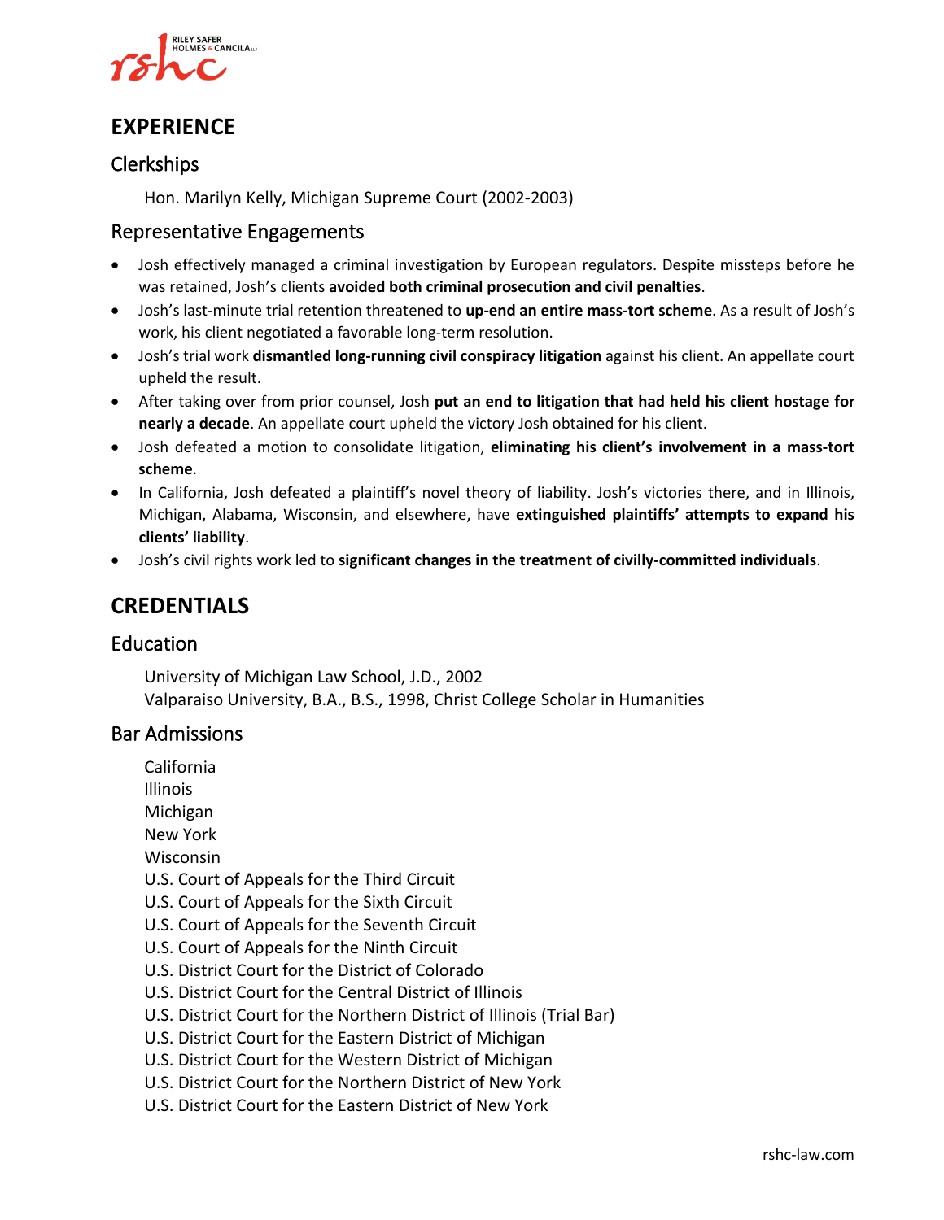# EXPERIENCE

## Clerkships

Hon. Marilyn Kelly, Michigan Supreme Court (2002-2003)

## Representative Engagements

- Josh effectively managed a criminal investigation by European regulators. Despite missteps before he was retained, Josh's clients **avoided both criminal prosecution and civil penalties**.
- Josh's last-minute trial retention threatened to **up-end an entire mass-tort scheme**. As a result of Josh's work, his client negotiated a favorable long-term resolution.
- Josh's trial work **dismantled long-running civil conspiracy litigation** against his client. An appellate court upheld the result.
- After taking over from prior counsel, Josh **put an end to litigation that had held his client hostage for nearly a decade**. An appellate court upheld the victory Josh obtained for his client.
- Josh defeated a motion to consolidate litigation, **eliminating his client's involvement in a mass-tort scheme**.
- In California, Josh defeated a plaintiff's novel theory of liability. Josh's victories there, and in Illinois, Michigan, Alabama, Wisconsin, and elsewhere, have **extinguished plaintiffs' attempts to expand his clients' liability**.
- Josh's civil rights work led to **significant changes in the treatment of civilly-committed individuals**.

# CREDENTIALS

## Education

University of Michigan Law School, J.D., 2002
Valparaiso University, B.A., B.S., 1998, Christ College Scholar in Humanities

## Bar Admissions

California
Illinois
Michigan
New York
Wisconsin
U.S. Court of Appeals for the Third Circuit
U.S. Court of Appeals for the Sixth Circuit
U.S. Court of Appeals for the Seventh Circuit
U.S. Court of Appeals for the Ninth Circuit
U.S. District Court for the District of Colorado
U.S. District Court for the Central District of Illinois
U.S. District Court for the Northern District of Illinois (Trial Bar)
U.S. District Court for the Eastern District of Michigan
U.S. District Court for the Western District of Michigan
U.S. District Court for the Northern District of New York
U.S. District Court for the Eastern District of New York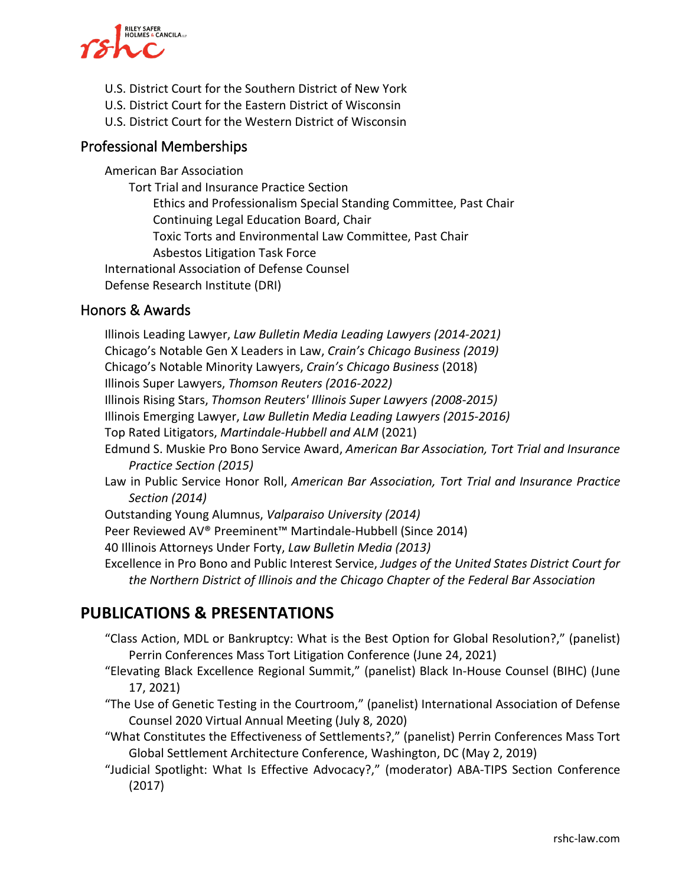U.S. District Court for the Southern District of New York
U.S. District Court for the Eastern District of Wisconsin
U.S. District Court for the Western District of Wisconsin

## Professional Memberships

- American Bar Association
  - Tort Trial and Insurance Practice Section
    - Ethics and Professionalism Special Standing Committee, Past Chair
    - Continuing Legal Education Board, Chair
    - Toxic Torts and Environmental Law Committee, Past Chair
    - Asbestos Litigation Task Force
- International Association of Defense Counsel
- Defense Research Institute (DRI)

## Honors & Awards

Illinois Leading Lawyer, *Law Bulletin Media Leading Lawyers (2014-2021)*
Chicago's Notable Gen X Leaders in Law, *Crain's Chicago Business (2019)*
Chicago's Notable Minority Lawyers, *Crain's Chicago Business* (2018)
Illinois Super Lawyers, *Thomson Reuters (2016-2022)*
Illinois Rising Stars, *Thomson Reuters' Illinois Super Lawyers (2008-2015)*
Illinois Emerging Lawyer, *Law Bulletin Media Leading Lawyers (2015-2016)*
Top Rated Litigators, *Martindale-Hubbell and ALM* (2021)
Edmund S. Muskie Pro Bono Service Award, *American Bar Association, Tort Trial and Insurance Practice Section (2015)*
Law in Public Service Honor Roll, *American Bar Association, Tort Trial and Insurance Practice Section (2014)*
Outstanding Young Alumnus, *Valparaiso University (2014)*
Peer Reviewed AV® Preeminent™ Martindale-Hubbell (Since 2014)
40 Illinois Attorneys Under Forty, *Law Bulletin Media (2013)*
Excellence in Pro Bono and Public Interest Service, *Judges of the United States District Court for the Northern District of Illinois and the Chicago Chapter of the Federal Bar Association*

# PUBLICATIONS & PRESENTATIONS

"Class Action, MDL or Bankruptcy: What is the Best Option for Global Resolution?," (panelist) Perrin Conferences Mass Tort Litigation Conference (June 24, 2021)

"Elevating Black Excellence Regional Summit," (panelist) Black In-House Counsel (BIHC) (June 17, 2021)

"The Use of Genetic Testing in the Courtroom," (panelist) International Association of Defense Counsel 2020 Virtual Annual Meeting (July 8, 2020)

"What Constitutes the Effectiveness of Settlements?," (panelist) Perrin Conferences Mass Tort Global Settlement Architecture Conference, Washington, DC (May 2, 2019)

"Judicial Spotlight: What Is Effective Advocacy?," (moderator) ABA-TIPS Section Conference (2017)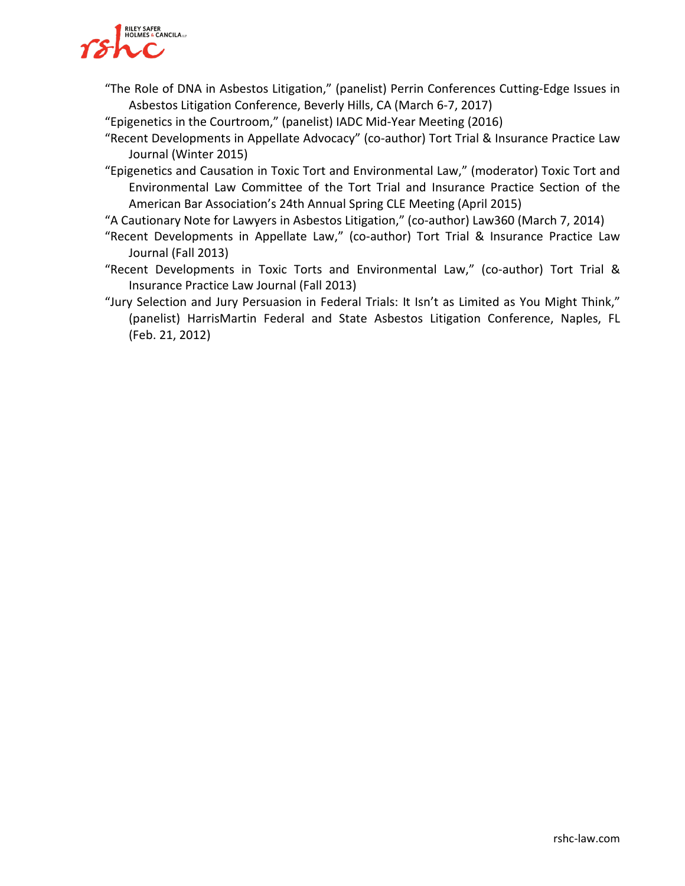"The Role of DNA in Asbestos Litigation," (panelist) Perrin Conferences Cutting-Edge Issues in Asbestos Litigation Conference, Beverly Hills, CA (March 6-7, 2017)

"Epigenetics in the Courtroom," (panelist) IADC Mid-Year Meeting (2016)

"Recent Developments in Appellate Advocacy" (co-author) Tort Trial & Insurance Practice Law Journal (Winter 2015)

"Epigenetics and Causation in Toxic Tort and Environmental Law," (moderator) Toxic Tort and Environmental Law Committee of the Tort Trial and Insurance Practice Section of the American Bar Association's 24th Annual Spring CLE Meeting (April 2015)

"A Cautionary Note for Lawyers in Asbestos Litigation," (co-author) Law360 (March 7, 2014)

"Recent Developments in Appellate Law," (co-author) Tort Trial & Insurance Practice Law Journal (Fall 2013)

"Recent Developments in Toxic Torts and Environmental Law," (co-author) Tort Trial & Insurance Practice Law Journal (Fall 2013)

"Jury Selection and Jury Persuasion in Federal Trials: It Isn't as Limited as You Might Think," (panelist) HarrisMartin Federal and State Asbestos Litigation Conference, Naples, FL (Feb. 21, 2012)